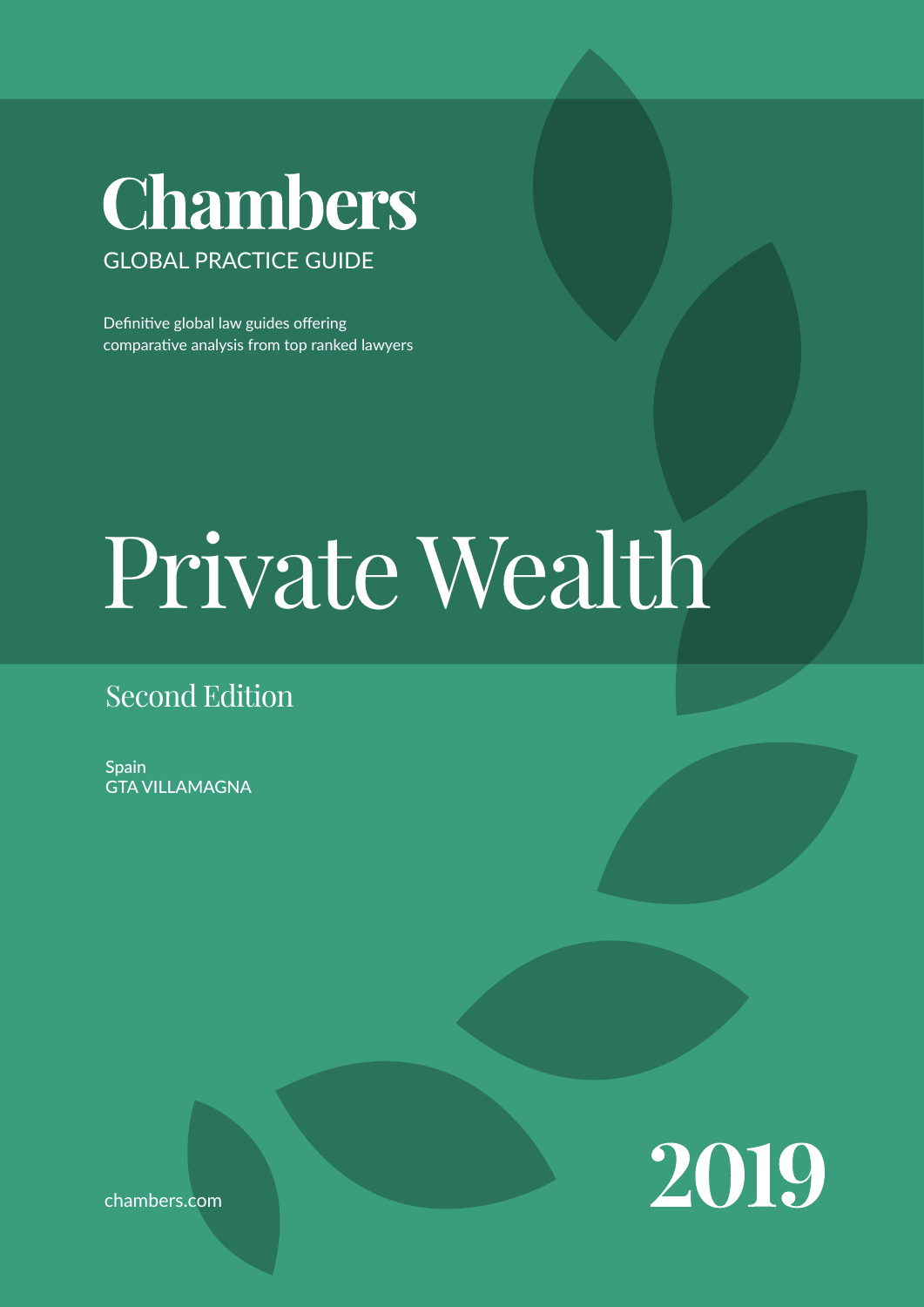# Chambers

GLOBAL PRACTICE GUIDE

Definitive global law guides offering comparative analysis from top ranked lawyers

# Private Wealth

## Second Edition

Spain
GTA VILLAMAGNA

chambers.com

2019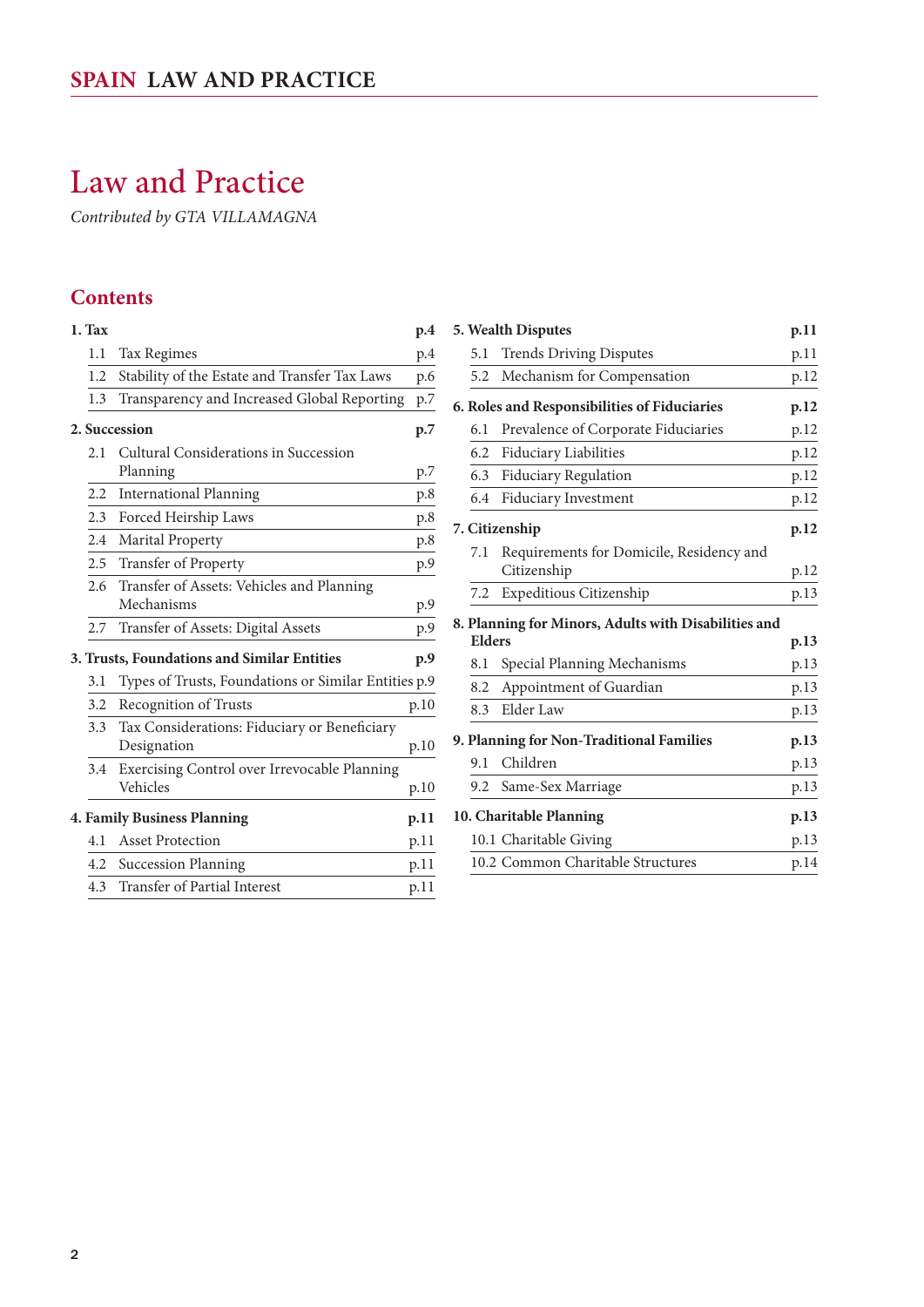# Law and Practice

*Contributed by GTA VILLAMAGNA*

## Contents

**1. Tax** p.4

- 1.1 Tax Regimes p.4
- 1.2 Stability of the Estate and Transfer Tax Laws p.6
- 1.3 Transparency and Increased Global Reporting p.7

**2. Succession** p.7

- 2.1 Cultural Considerations in Succession Planning p.7
- 2.2 International Planning p.8
- 2.3 Forced Heirship Laws p.8
- 2.4 Marital Property p.8
- 2.5 Transfer of Property p.9
- 2.6 Transfer of Assets: Vehicles and Planning Mechanisms p.9
- 2.7 Transfer of Assets: Digital Assets p.9

**3. Trusts, Foundations and Similar Entities** p.9

- 3.1 Types of Trusts, Foundations or Similar Entities p.9
- 3.2 Recognition of Trusts p.10
- 3.3 Tax Considerations: Fiduciary or Beneficiary Designation p.10
- 3.4 Exercising Control over Irrevocable Planning Vehicles p.10

**4. Family Business Planning** p.11

- 4.1 Asset Protection p.11
- 4.2 Succession Planning p.11
- 4.3 Transfer of Partial Interest p.11

**5. Wealth Disputes** p.11

- 5.1 Trends Driving Disputes p.11
- 5.2 Mechanism for Compensation p.12

**6. Roles and Responsibilities of Fiduciaries** p.12

- 6.1 Prevalence of Corporate Fiduciaries p.12
- 6.2 Fiduciary Liabilities p.12
- 6.3 Fiduciary Regulation p.12
- 6.4 Fiduciary Investment p.12

**7. Citizenship** p.12

- 7.1 Requirements for Domicile, Residency and Citizenship p.12
- 7.2 Expeditious Citizenship p.13

**8. Planning for Minors, Adults with Disabilities and Elders** p.13

- 8.1 Special Planning Mechanisms p.13
- 8.2 Appointment of Guardian p.13
- 8.3 Elder Law p.13

**9. Planning for Non-Traditional Families** p.13

- 9.1 Children p.13
- 9.2 Same-Sex Marriage p.13

**10. Charitable Planning** p.13

- 10.1 Charitable Giving p.13
- 10.2 Common Charitable Structures p.14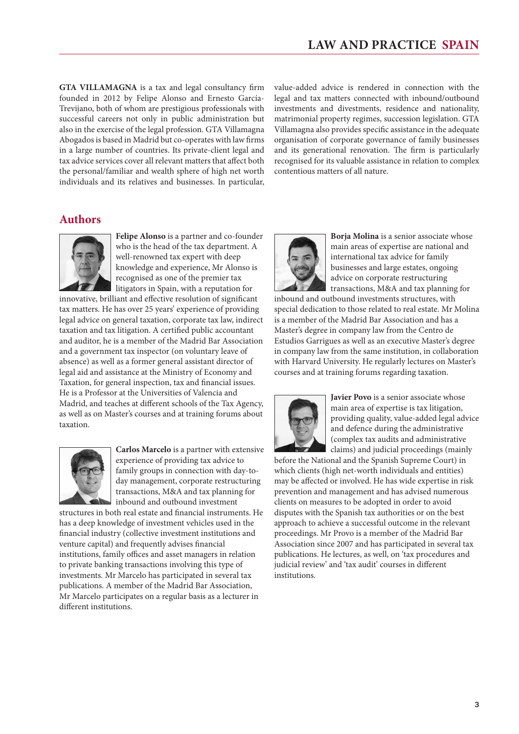**GTA VILLAMAGNA** is a tax and legal consultancy firm founded in 2012 by Felipe Alonso and Ernesto García-Trevijano, both of whom are prestigious professionals with successful careers not only in public administration but also in the exercise of the legal profession. GTA Villamagna Abogados is based in Madrid but co-operates with law firms in a large number of countries. Its private-client legal and tax advice services cover all relevant matters that affect both the personal/familiar and wealth sphere of high net worth individuals and its relatives and businesses. In particular, value-added advice is rendered in connection with the legal and tax matters connected with inbound/outbound investments and divestments, residence and nationality, matrimonial property regimes, succession legislation. GTA Villamagna also provides specific assistance in the adequate organisation of corporate governance of family businesses and its generational renovation. The firm is particularly recognised for its valuable assistance in relation to complex contentious matters of all nature.

## Authors

**Felipe Alonso** is a partner and co-founder who is the head of the tax department. A well-renowned tax expert with deep knowledge and experience, Mr Alonso is recognised as one of the premier tax litigators in Spain, with a reputation for innovative, brilliant and effective resolution of significant tax matters. He has over 25 years' experience of providing legal advice on general taxation, corporate tax law, indirect taxation and tax litigation. A certified public accountant and auditor, he is a member of the Madrid Bar Association and a government tax inspector (on voluntary leave of absence) as well as a former general assistant director of legal aid and assistance at the Ministry of Economy and Taxation, for general inspection, tax and financial issues. He is a Professor at the Universities of Valencia and Madrid, and teaches at different schools of the Tax Agency, as well as on Master's courses and at training forums about taxation.

**Carlos Marcelo** is a partner with extensive experience of providing tax advice to family groups in connection with day-to-day management, corporate restructuring transactions, M&A and tax planning for inbound and outbound investment structures in both real estate and financial instruments. He has a deep knowledge of investment vehicles used in the financial industry (collective investment institutions and venture capital) and frequently advises financial institutions, family offices and asset managers in relation to private banking transactions involving this type of investments. Mr Marcelo has participated in several tax publications. A member of the Madrid Bar Association, Mr Marcelo participates on a regular basis as a lecturer in different institutions.

**Borja Molina** is a senior associate whose main areas of expertise are national and international tax advice for family businesses and large estates, ongoing advice on corporate restructuring transactions, M&A and tax planning for inbound and outbound investments structures, with special dedication to those related to real estate. Mr Molina is a member of the Madrid Bar Association and has a Master's degree in company law from the Centro de Estudios Garrigues as well as an executive Master's degree in company law from the same institution, in collaboration with Harvard University. He regularly lectures on Master's courses and at training forums regarding taxation.

**Javier Povo** is a senior associate whose main area of expertise is tax litigation, providing quality, value-added legal advice and defence during the administrative (complex tax audits and administrative claims) and judicial proceedings (mainly before the National and the Spanish Supreme Court) in which clients (high net-worth individuals and entities) may be affected or involved. He has wide expertise in risk prevention and management and has advised numerous clients on measures to be adopted in order to avoid disputes with the Spanish tax authorities or on the best approach to achieve a successful outcome in the relevant proceedings. Mr Provo is a member of the Madrid Bar Association since 2007 and has participated in several tax publications. He lectures, as well, on 'tax procedures and judicial review' and 'tax audit' courses in different institutions.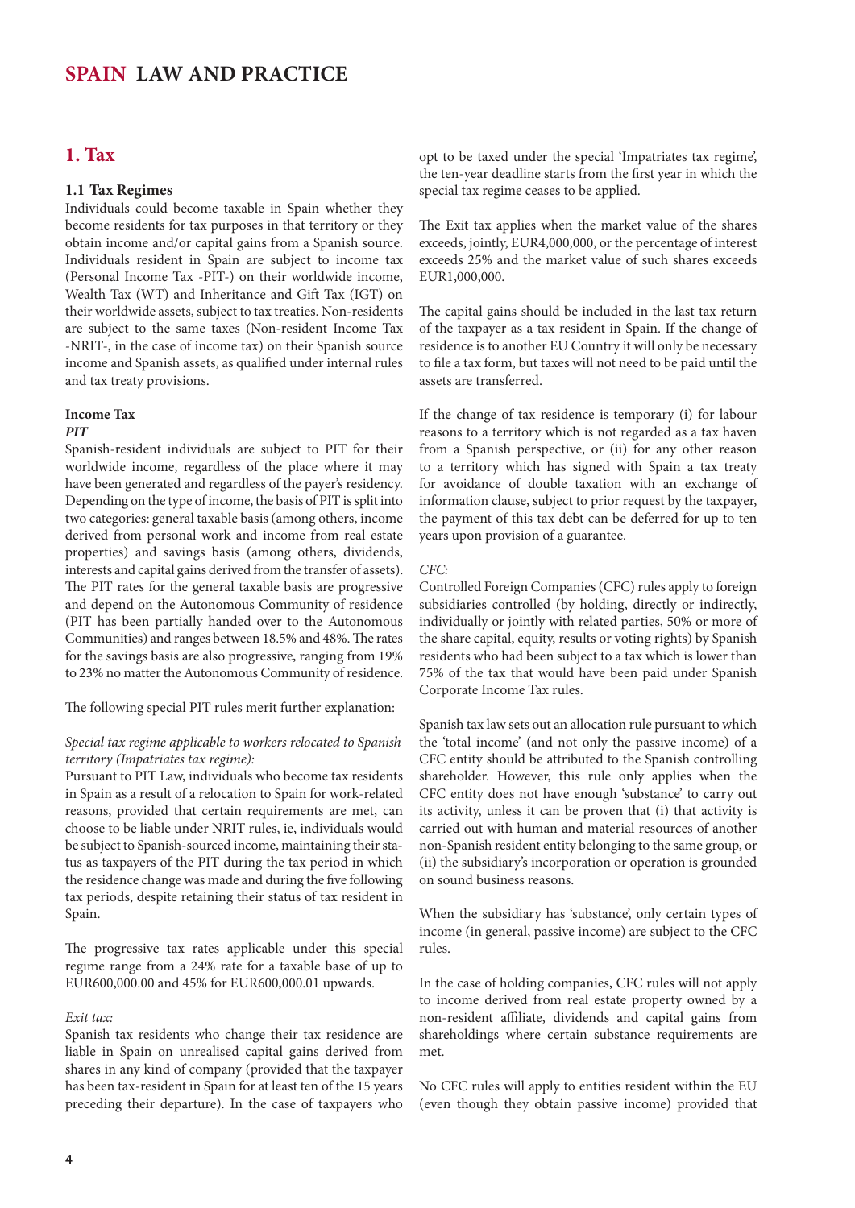## 1. Tax

### 1.1 Tax Regimes

Individuals could become taxable in Spain whether they become residents for tax purposes in that territory or they obtain income and/or capital gains from a Spanish source. Individuals resident in Spain are subject to income tax (Personal Income Tax -PIT-) on their worldwide income, Wealth Tax (WT) and Inheritance and Gift Tax (IGT) on their worldwide assets, subject to tax treaties. Non-residents are subject to the same taxes (Non-resident Income Tax -NRIT-, in the case of income tax) on their Spanish source income and Spanish assets, as qualified under internal rules and tax treaty provisions.

**Income Tax**

***PIT***

Spanish-resident individuals are subject to PIT for their worldwide income, regardless of the place where it may have been generated and regardless of the payer's residency. Depending on the type of income, the basis of PIT is split into two categories: general taxable basis (among others, income derived from personal work and income from real estate properties) and savings basis (among others, dividends, interests and capital gains derived from the transfer of assets). The PIT rates for the general taxable basis are progressive and depend on the Autonomous Community of residence (PIT has been partially handed over to the Autonomous Communities) and ranges between 18.5% and 48%. The rates for the savings basis are also progressive, ranging from 19% to 23% no matter the Autonomous Community of residence.

The following special PIT rules merit further explanation:

*Special tax regime applicable to workers relocated to Spanish territory (Impatriates tax regime):*

Pursuant to PIT Law, individuals who become tax residents in Spain as a result of a relocation to Spain for work-related reasons, provided that certain requirements are met, can choose to be liable under NRIT rules, ie, individuals would be subject to Spanish-sourced income, maintaining their status as taxpayers of the PIT during the tax period in which the residence change was made and during the five following tax periods, despite retaining their status of tax resident in Spain.

The progressive tax rates applicable under this special regime range from a 24% rate for a taxable base of up to EUR600,000.00 and 45% for EUR600,000.01 upwards.

*Exit tax:*

Spanish tax residents who change their tax residence are liable in Spain on unrealised capital gains derived from shares in any kind of company (provided that the taxpayer has been tax-resident in Spain for at least ten of the 15 years preceding their departure). In the case of taxpayers who opt to be taxed under the special 'Impatriates tax regime', the ten-year deadline starts from the first year in which the special tax regime ceases to be applied.

The Exit tax applies when the market value of the shares exceeds, jointly, EUR4,000,000, or the percentage of interest exceeds 25% and the market value of such shares exceeds EUR1,000,000.

The capital gains should be included in the last tax return of the taxpayer as a tax resident in Spain. If the change of residence is to another EU Country it will only be necessary to file a tax form, but taxes will not need to be paid until the assets are transferred.

If the change of tax residence is temporary (i) for labour reasons to a territory which is not regarded as a tax haven from a Spanish perspective, or (ii) for any other reason to a territory which has signed with Spain a tax treaty for avoidance of double taxation with an exchange of information clause, subject to prior request by the taxpayer, the payment of this tax debt can be deferred for up to ten years upon provision of a guarantee.

*CFC:*

Controlled Foreign Companies (CFC) rules apply to foreign subsidiaries controlled (by holding, directly or indirectly, individually or jointly with related parties, 50% or more of the share capital, equity, results or voting rights) by Spanish residents who had been subject to a tax which is lower than 75% of the tax that would have been paid under Spanish Corporate Income Tax rules.

Spanish tax law sets out an allocation rule pursuant to which the 'total income' (and not only the passive income) of a CFC entity should be attributed to the Spanish controlling shareholder. However, this rule only applies when the CFC entity does not have enough 'substance' to carry out its activity, unless it can be proven that (i) that activity is carried out with human and material resources of another non-Spanish resident entity belonging to the same group, or (ii) the subsidiary's incorporation or operation is grounded on sound business reasons.

When the subsidiary has 'substance', only certain types of income (in general, passive income) are subject to the CFC rules.

In the case of holding companies, CFC rules will not apply to income derived from real estate property owned by a non-resident affiliate, dividends and capital gains from shareholdings where certain substance requirements are met.

No CFC rules will apply to entities resident within the EU (even though they obtain passive income) provided that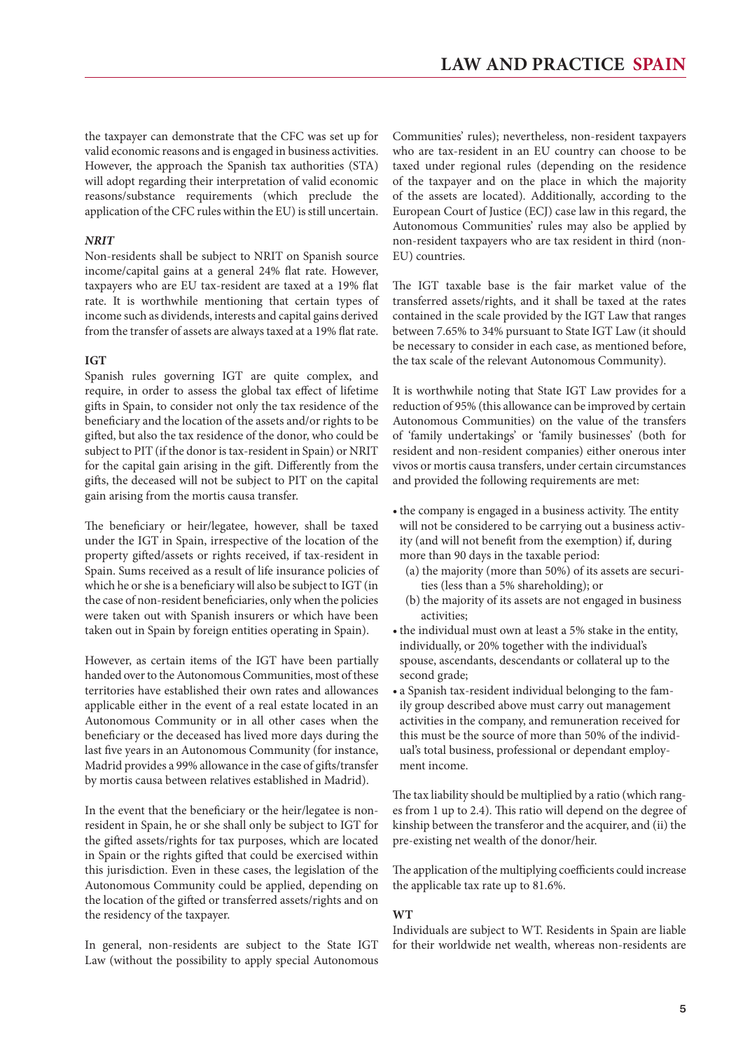the taxpayer can demonstrate that the CFC was set up for valid economic reasons and is engaged in business activities. However, the approach the Spanish tax authorities (STA) will adopt regarding their interpretation of valid economic reasons/substance requirements (which preclude the application of the CFC rules within the EU) is still uncertain.

***NRIT***

Non-residents shall be subject to NRIT on Spanish source income/capital gains at a general 24% flat rate. However, taxpayers who are EU tax-resident are taxed at a 19% flat rate. It is worthwhile mentioning that certain types of income such as dividends, interests and capital gains derived from the transfer of assets are always taxed at a 19% flat rate.

**IGT**

Spanish rules governing IGT are quite complex, and require, in order to assess the global tax effect of lifetime gifts in Spain, to consider not only the tax residence of the beneficiary and the location of the assets and/or rights to be gifted, but also the tax residence of the donor, who could be subject to PIT (if the donor is tax-resident in Spain) or NRIT for the capital gain arising in the gift. Differently from the gifts, the deceased will not be subject to PIT on the capital gain arising from the mortis causa transfer.

The beneficiary or heir/legatee, however, shall be taxed under the IGT in Spain, irrespective of the location of the property gifted/assets or rights received, if tax-resident in Spain. Sums received as a result of life insurance policies of which he or she is a beneficiary will also be subject to IGT (in the case of non-resident beneficiaries, only when the policies were taken out with Spanish insurers or which have been taken out in Spain by foreign entities operating in Spain).

However, as certain items of the IGT have been partially handed over to the Autonomous Communities, most of these territories have established their own rates and allowances applicable either in the event of a real estate located in an Autonomous Community or in all other cases when the beneficiary or the deceased has lived more days during the last five years in an Autonomous Community (for instance, Madrid provides a 99% allowance in the case of gifts/transfer by mortis causa between relatives established in Madrid).

In the event that the beneficiary or the heir/legatee is non-resident in Spain, he or she shall only be subject to IGT for the gifted assets/rights for tax purposes, which are located in Spain or the rights gifted that could be exercised within this jurisdiction. Even in these cases, the legislation of the Autonomous Community could be applied, depending on the location of the gifted or transferred assets/rights and on the residency of the taxpayer.

In general, non-residents are subject to the State IGT Law (without the possibility to apply special Autonomous Communities' rules); nevertheless, non-resident taxpayers who are tax-resident in an EU country can choose to be taxed under regional rules (depending on the residence of the taxpayer and on the place in which the majority of the assets are located). Additionally, according to the European Court of Justice (ECJ) case law in this regard, the Autonomous Communities' rules may also be applied by non-resident taxpayers who are tax resident in third (non-EU) countries.

The IGT taxable base is the fair market value of the transferred assets/rights, and it shall be taxed at the rates contained in the scale provided by the IGT Law that ranges between 7.65% to 34% pursuant to State IGT Law (it should be necessary to consider in each case, as mentioned before, the tax scale of the relevant Autonomous Community).

It is worthwhile noting that State IGT Law provides for a reduction of 95% (this allowance can be improved by certain Autonomous Communities) on the value of the transfers of 'family undertakings' or 'family businesses' (both for resident and non-resident companies) either onerous inter vivos or mortis causa transfers, under certain circumstances and provided the following requirements are met:

- the company is engaged in a business activity. The entity will not be considered to be carrying out a business activity (and will not benefit from the exemption) if, during more than 90 days in the taxable period:
  - (a) the majority (more than 50%) of its assets are securities (less than a 5% shareholding); or
  - (b) the majority of its assets are not engaged in business activities;
- the individual must own at least a 5% stake in the entity, individually, or 20% together with the individual's spouse, ascendants, descendants or collateral up to the second grade;
- a Spanish tax-resident individual belonging to the family group described above must carry out management activities in the company, and remuneration received for this must be the source of more than 50% of the individual's total business, professional or dependant employment income.

The tax liability should be multiplied by a ratio (which ranges from 1 up to 2.4). This ratio will depend on the degree of kinship between the transferor and the acquirer, and (ii) the pre-existing net wealth of the donor/heir.

The application of the multiplying coefficients could increase the applicable tax rate up to 81.6%.

**WT**

Individuals are subject to WT. Residents in Spain are liable for their worldwide net wealth, whereas non-residents are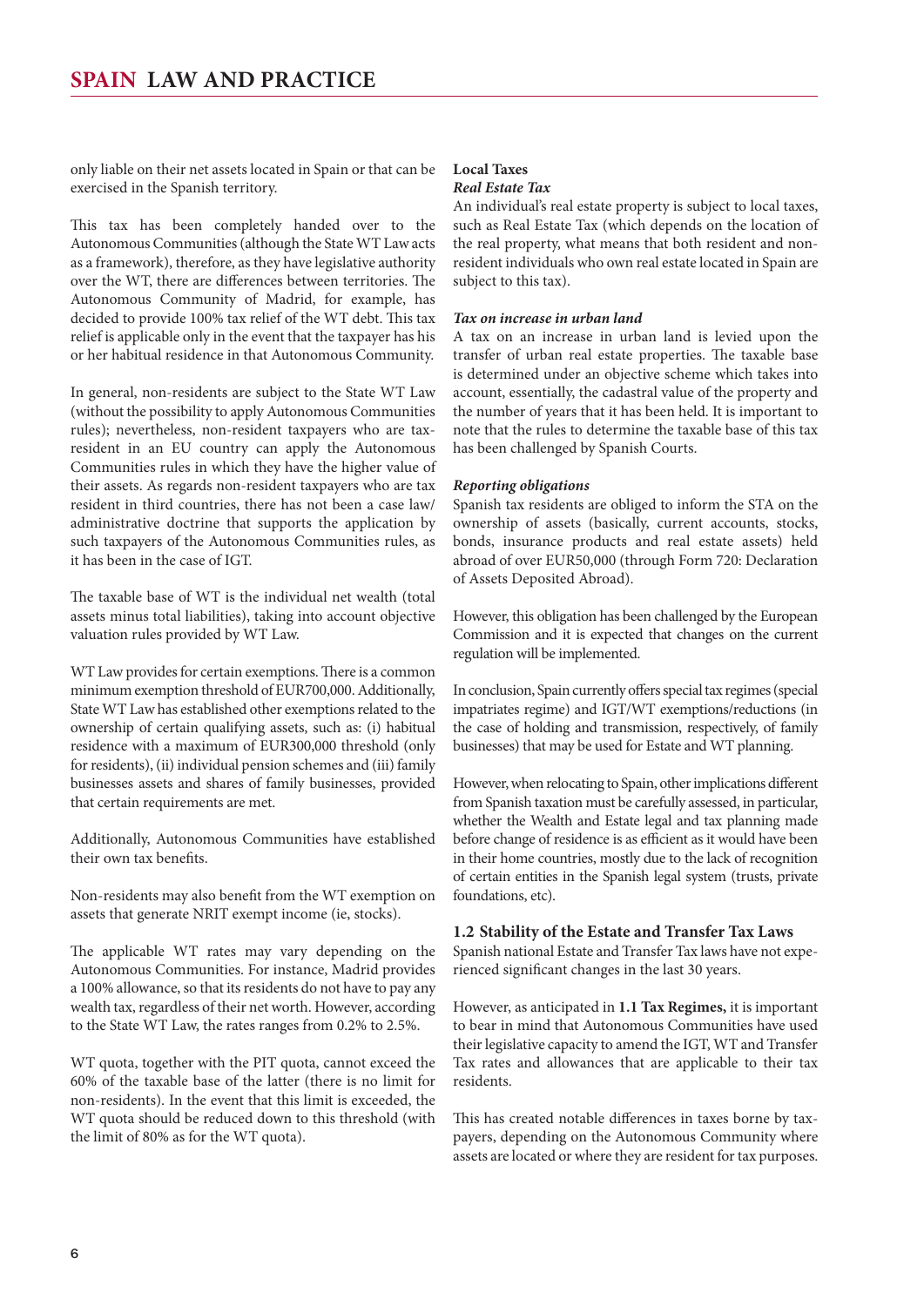only liable on their net assets located in Spain or that can be exercised in the Spanish territory.

This tax has been completely handed over to the Autonomous Communities (although the State WT Law acts as a framework), therefore, as they have legislative authority over the WT, there are differences between territories. The Autonomous Community of Madrid, for example, has decided to provide 100% tax relief of the WT debt. This tax relief is applicable only in the event that the taxpayer has his or her habitual residence in that Autonomous Community.

In general, non-residents are subject to the State WT Law (without the possibility to apply Autonomous Communities rules); nevertheless, non-resident taxpayers who are tax-resident in an EU country can apply the Autonomous Communities rules in which they have the higher value of their assets. As regards non-resident taxpayers who are tax resident in third countries, there has not been a case law/ administrative doctrine that supports the application by such taxpayers of the Autonomous Communities rules, as it has been in the case of IGT.

The taxable base of WT is the individual net wealth (total assets minus total liabilities), taking into account objective valuation rules provided by WT Law.

WT Law provides for certain exemptions. There is a common minimum exemption threshold of EUR700,000. Additionally, State WT Law has established other exemptions related to the ownership of certain qualifying assets, such as: (i) habitual residence with a maximum of EUR300,000 threshold (only for residents), (ii) individual pension schemes and (iii) family businesses assets and shares of family businesses, provided that certain requirements are met.

Additionally, Autonomous Communities have established their own tax benefits.

Non-residents may also benefit from the WT exemption on assets that generate NRIT exempt income (ie, stocks).

The applicable WT rates may vary depending on the Autonomous Communities. For instance, Madrid provides a 100% allowance, so that its residents do not have to pay any wealth tax, regardless of their net worth. However, according to the State WT Law, the rates ranges from 0.2% to 2.5%.

WT quota, together with the PIT quota, cannot exceed the 60% of the taxable base of the latter (there is no limit for non-residents). In the event that this limit is exceeded, the WT quota should be reduced down to this threshold (with the limit of 80% as for the WT quota).

**Local Taxes**

***Real Estate Tax***

An individual's real estate property is subject to local taxes, such as Real Estate Tax (which depends on the location of the real property, what means that both resident and non-resident individuals who own real estate located in Spain are subject to this tax).

***Tax on increase in urban land***

A tax on an increase in urban land is levied upon the transfer of urban real estate properties. The taxable base is determined under an objective scheme which takes into account, essentially, the cadastral value of the property and the number of years that it has been held. It is important to note that the rules to determine the taxable base of this tax has been challenged by Spanish Courts.

***Reporting obligations***

Spanish tax residents are obliged to inform the STA on the ownership of assets (basically, current accounts, stocks, bonds, insurance products and real estate assets) held abroad of over EUR50,000 (through Form 720: Declaration of Assets Deposited Abroad).

However, this obligation has been challenged by the European Commission and it is expected that changes on the current regulation will be implemented.

In conclusion, Spain currently offers special tax regimes (special impatriates regime) and IGT/WT exemptions/reductions (in the case of holding and transmission, respectively, of family businesses) that may be used for Estate and WT planning.

However, when relocating to Spain, other implications different from Spanish taxation must be carefully assessed, in particular, whether the Wealth and Estate legal and tax planning made before change of residence is as efficient as it would have been in their home countries, mostly due to the lack of recognition of certain entities in the Spanish legal system (trusts, private foundations, etc).

## 1.2 Stability of the Estate and Transfer Tax Laws

Spanish national Estate and Transfer Tax laws have not experienced significant changes in the last 30 years.

However, as anticipated in **1.1 Tax Regimes,** it is important to bear in mind that Autonomous Communities have used their legislative capacity to amend the IGT, WT and Transfer Tax rates and allowances that are applicable to their tax residents.

This has created notable differences in taxes borne by taxpayers, depending on the Autonomous Community where assets are located or where they are resident for tax purposes.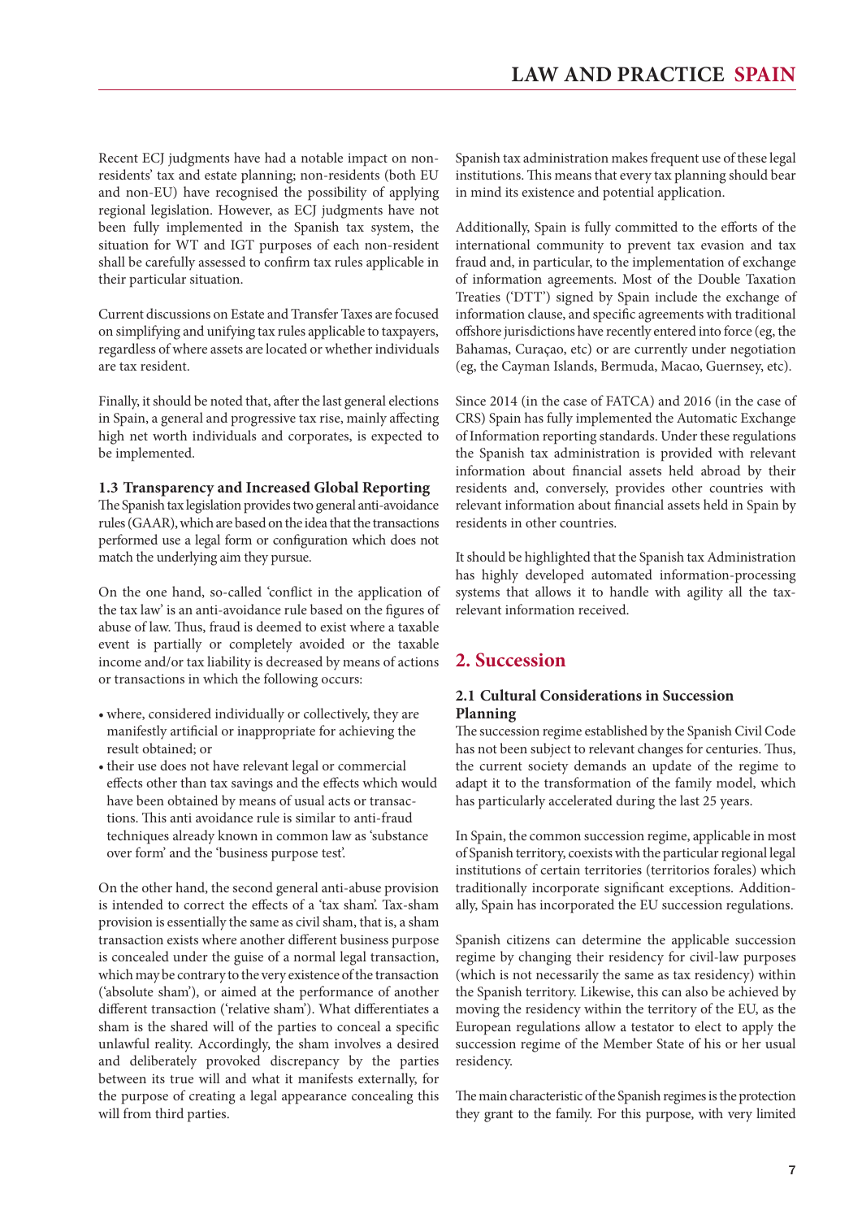Recent ECJ judgments have had a notable impact on non-residents' tax and estate planning; non-residents (both EU and non-EU) have recognised the possibility of applying regional legislation. However, as ECJ judgments have not been fully implemented in the Spanish tax system, the situation for WT and IGT purposes of each non-resident shall be carefully assessed to confirm tax rules applicable in their particular situation.

Current discussions on Estate and Transfer Taxes are focused on simplifying and unifying tax rules applicable to taxpayers, regardless of where assets are located or whether individuals are tax resident.

Finally, it should be noted that, after the last general elections in Spain, a general and progressive tax rise, mainly affecting high net worth individuals and corporates, is expected to be implemented.

### 1.3 Transparency and Increased Global Reporting

The Spanish tax legislation provides two general anti-avoidance rules (GAAR), which are based on the idea that the transactions performed use a legal form or configuration which does not match the underlying aim they pursue.

On the one hand, so-called 'conflict in the application of the tax law' is an anti-avoidance rule based on the figures of abuse of law. Thus, fraud is deemed to exist where a taxable event is partially or completely avoided or the taxable income and/or tax liability is decreased by means of actions or transactions in which the following occurs:

- where, considered individually or collectively, they are manifestly artificial or inappropriate for achieving the result obtained; or
- their use does not have relevant legal or commercial effects other than tax savings and the effects which would have been obtained by means of usual acts or transactions. This anti avoidance rule is similar to anti-fraud techniques already known in common law as 'substance over form' and the 'business purpose test'.

On the other hand, the second general anti-abuse provision is intended to correct the effects of a 'tax sham'. Tax-sham provision is essentially the same as civil sham, that is, a sham transaction exists where another different business purpose is concealed under the guise of a normal legal transaction, which may be contrary to the very existence of the transaction ('absolute sham'), or aimed at the performance of another different transaction ('relative sham'). What differentiates a sham is the shared will of the parties to conceal a specific unlawful reality. Accordingly, the sham involves a desired and deliberately provoked discrepancy by the parties between its true will and what it manifests externally, for the purpose of creating a legal appearance concealing this will from third parties.

Spanish tax administration makes frequent use of these legal institutions. This means that every tax planning should bear in mind its existence and potential application.

Additionally, Spain is fully committed to the efforts of the international community to prevent tax evasion and tax fraud and, in particular, to the implementation of exchange of information agreements. Most of the Double Taxation Treaties ('DTT') signed by Spain include the exchange of information clause, and specific agreements with traditional offshore jurisdictions have recently entered into force (eg, the Bahamas, Curaçao, etc) or are currently under negotiation (eg, the Cayman Islands, Bermuda, Macao, Guernsey, etc).

Since 2014 (in the case of FATCA) and 2016 (in the case of CRS) Spain has fully implemented the Automatic Exchange of Information reporting standards. Under these regulations the Spanish tax administration is provided with relevant information about financial assets held abroad by their residents and, conversely, provides other countries with relevant information about financial assets held in Spain by residents in other countries.

It should be highlighted that the Spanish tax Administration has highly developed automated information-processing systems that allows it to handle with agility all the tax-relevant information received.

## 2. Succession

### 2.1 Cultural Considerations in Succession Planning

The succession regime established by the Spanish Civil Code has not been subject to relevant changes for centuries. Thus, the current society demands an update of the regime to adapt it to the transformation of the family model, which has particularly accelerated during the last 25 years.

In Spain, the common succession regime, applicable in most of Spanish territory, coexists with the particular regional legal institutions of certain territories (territorios forales) which traditionally incorporate significant exceptions. Additionally, Spain has incorporated the EU succession regulations.

Spanish citizens can determine the applicable succession regime by changing their residency for civil-law purposes (which is not necessarily the same as tax residency) within the Spanish territory. Likewise, this can also be achieved by moving the residency within the territory of the EU, as the European regulations allow a testator to elect to apply the succession regime of the Member State of his or her usual residency.

The main characteristic of the Spanish regimes is the protection they grant to the family. For this purpose, with very limited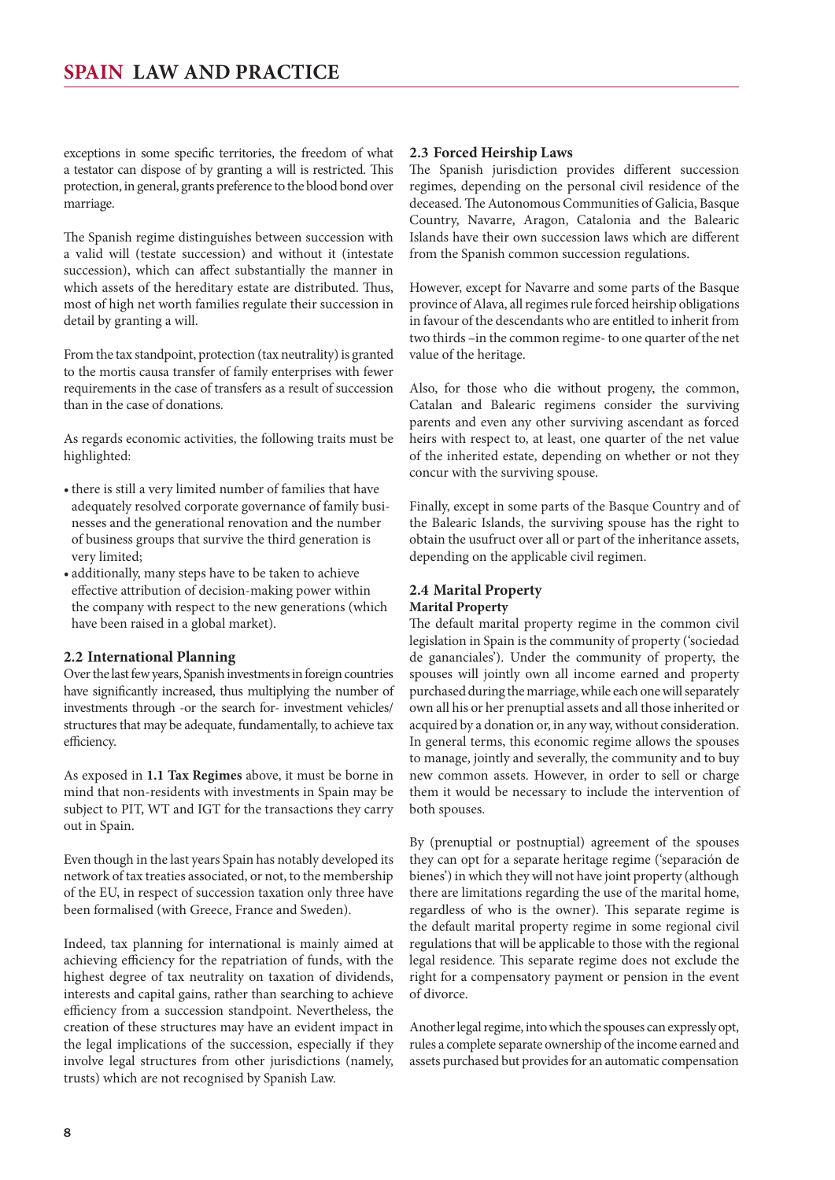exceptions in some specific territories, the freedom of what a testator can dispose of by granting a will is restricted. This protection, in general, grants preference to the blood bond over marriage.

The Spanish regime distinguishes between succession with a valid will (testate succession) and without it (intestate succession), which can affect substantially the manner in which assets of the hereditary estate are distributed. Thus, most of high net worth families regulate their succession in detail by granting a will.

From the tax standpoint, protection (tax neutrality) is granted to the mortis causa transfer of family enterprises with fewer requirements in the case of transfers as a result of succession than in the case of donations.

As regards economic activities, the following traits must be highlighted:

- there is still a very limited number of families that have adequately resolved corporate governance of family businesses and the generational renovation and the number of business groups that survive the third generation is very limited;
- additionally, many steps have to be taken to achieve effective attribution of decision-making power within the company with respect to the new generations (which have been raised in a global market).

### 2.2 International Planning

Over the last few years, Spanish investments in foreign countries have significantly increased, thus multiplying the number of investments through -or the search for- investment vehicles/structures that may be adequate, fundamentally, to achieve tax efficiency.

As exposed in **1.1 Tax Regimes** above, it must be borne in mind that non-residents with investments in Spain may be subject to PIT, WT and IGT for the transactions they carry out in Spain.

Even though in the last years Spain has notably developed its network of tax treaties associated, or not, to the membership of the EU, in respect of succession taxation only three have been formalised (with Greece, France and Sweden).

Indeed, tax planning for international is mainly aimed at achieving efficiency for the repatriation of funds, with the highest degree of tax neutrality on taxation of dividends, interests and capital gains, rather than searching to achieve efficiency from a succession standpoint. Nevertheless, the creation of these structures may have an evident impact in the legal implications of the succession, especially if they involve legal structures from other jurisdictions (namely, trusts) which are not recognised by Spanish Law.

### 2.3 Forced Heirship Laws

The Spanish jurisdiction provides different succession regimes, depending on the personal civil residence of the deceased. The Autonomous Communities of Galicia, Basque Country, Navarre, Aragon, Catalonia and the Balearic Islands have their own succession laws which are different from the Spanish common succession regulations.

However, except for Navarre and some parts of the Basque province of Alava, all regimes rule forced heirship obligations in favour of the descendants who are entitled to inherit from two thirds –in the common regime- to one quarter of the net value of the heritage.

Also, for those who die without progeny, the common, Catalan and Balearic regimens consider the surviving parents and even any other surviving ascendant as forced heirs with respect to, at least, one quarter of the net value of the inherited estate, depending on whether or not they concur with the surviving spouse.

Finally, except in some parts of the Basque Country and of the Balearic Islands, the surviving spouse has the right to obtain the usufruct over all or part of the inheritance assets, depending on the applicable civil regimen.

### 2.4 Marital Property

**Marital Property**

The default marital property regime in the common civil legislation in Spain is the community of property ('sociedad de gananciales'). Under the community of property, the spouses will jointly own all income earned and property purchased during the marriage, while each one will separately own all his or her prenuptial assets and all those inherited or acquired by a donation or, in any way, without consideration. In general terms, this economic regime allows the spouses to manage, jointly and severally, the community and to buy new common assets. However, in order to sell or charge them it would be necessary to include the intervention of both spouses.

By (prenuptial or postnuptial) agreement of the spouses they can opt for a separate heritage regime ('separación de bienes') in which they will not have joint property (although there are limitations regarding the use of the marital home, regardless of who is the owner). This separate regime is the default marital property regime in some regional civil regulations that will be applicable to those with the regional legal residence. This separate regime does not exclude the right for a compensatory payment or pension in the event of divorce.

Another legal regime, into which the spouses can expressly opt, rules a complete separate ownership of the income earned and assets purchased but provides for an automatic compensation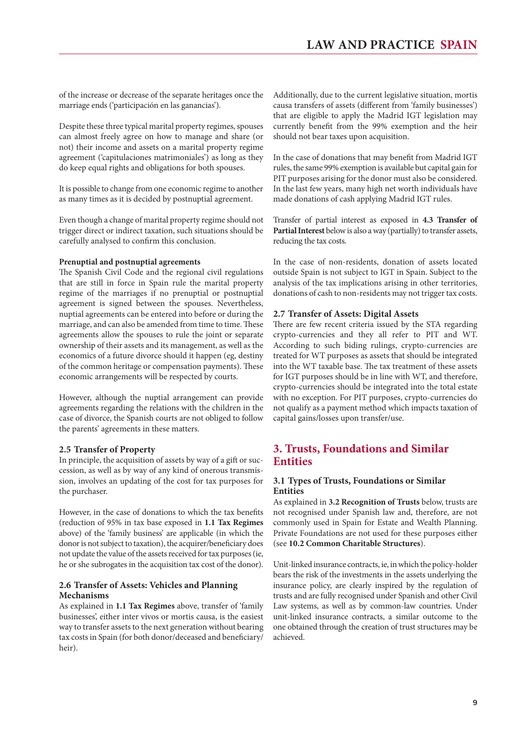of the increase or decrease of the separate heritages once the marriage ends ('participación en las ganancias').

Despite these three typical marital property regimes, spouses can almost freely agree on how to manage and share (or not) their income and assets on a marital property regime agreement ('capitulaciones matrimoniales') as long as they do keep equal rights and obligations for both spouses.

It is possible to change from one economic regime to another as many times as it is decided by postnuptial agreement.

Even though a change of marital property regime should not trigger direct or indirect taxation, such situations should be carefully analysed to confirm this conclusion.

**Prenuptial and postnuptial agreements**

The Spanish Civil Code and the regional civil regulations that are still in force in Spain rule the marital property regime of the marriages if no prenuptial or postnuptial agreement is signed between the spouses. Nevertheless, nuptial agreements can be entered into before or during the marriage, and can also be amended from time to time. These agreements allow the spouses to rule the joint or separate ownership of their assets and its management, as well as the economics of a future divorce should it happen (eg, destiny of the common heritage or compensation payments). These economic arrangements will be respected by courts.

However, although the nuptial arrangement can provide agreements regarding the relations with the children in the case of divorce, the Spanish courts are not obliged to follow the parents' agreements in these matters.

### 2.5 Transfer of Property

In principle, the acquisition of assets by way of a gift or succession, as well as by way of any kind of onerous transmission, involves an updating of the cost for tax purposes for the purchaser.

However, in the case of donations to which the tax benefits (reduction of 95% in tax base exposed in **1.1 Tax Regimes** above) of the 'family business' are applicable (in which the donor is not subject to taxation), the acquirer/beneficiary does not update the value of the assets received for tax purposes (ie, he or she subrogates in the acquisition tax cost of the donor).

### 2.6 Transfer of Assets: Vehicles and Planning Mechanisms

As explained in **1.1 Tax Regimes** above, transfer of 'family businesses', either inter vivos or mortis causa, is the easiest way to transfer assets to the next generation without bearing tax costs in Spain (for both donor/deceased and beneficiary/heir).

Additionally, due to the current legislative situation, mortis causa transfers of assets (different from 'family businesses') that are eligible to apply the Madrid IGT legislation may currently benefit from the 99% exemption and the heir should not bear taxes upon acquisition.

In the case of donations that may benefit from Madrid IGT rules, the same 99% exemption is available but capital gain for PIT purposes arising for the donor must also be considered. In the last few years, many high net worth individuals have made donations of cash applying Madrid IGT rules.

Transfer of partial interest as exposed in **4.3 Transfer of Partial Interest** below is also a way (partially) to transfer assets, reducing the tax costs.

In the case of non-residents, donation of assets located outside Spain is not subject to IGT in Spain. Subject to the analysis of the tax implications arising in other territories, donations of cash to non-residents may not trigger tax costs.

### 2.7 Transfer of Assets: Digital Assets

There are few recent criteria issued by the STA regarding crypto-currencies and they all refer to PIT and WT. According to such biding rulings, crypto-currencies are treated for WT purposes as assets that should be integrated into the WT taxable base. The tax treatment of these assets for IGT purposes should be in line with WT, and therefore, crypto-currencies should be integrated into the total estate with no exception. For PIT purposes, crypto-currencies do not qualify as a payment method which impacts taxation of capital gains/losses upon transfer/use.

## 3. Trusts, Foundations and Similar Entities

### 3.1 Types of Trusts, Foundations or Similar Entities

As explained in **3.2 Recognition of Trusts** below, trusts are not recognised under Spanish law and, therefore, are not commonly used in Spain for Estate and Wealth Planning. Private Foundations are not used for these purposes either (see **10.2 Common Charitable Structures**).

Unit-linked insurance contracts, ie, in which the policy-holder bears the risk of the investments in the assets underlying the insurance policy, are clearly inspired by the regulation of trusts and are fully recognised under Spanish and other Civil Law systems, as well as by common-law countries. Under unit-linked insurance contracts, a similar outcome to the one obtained through the creation of trust structures may be achieved.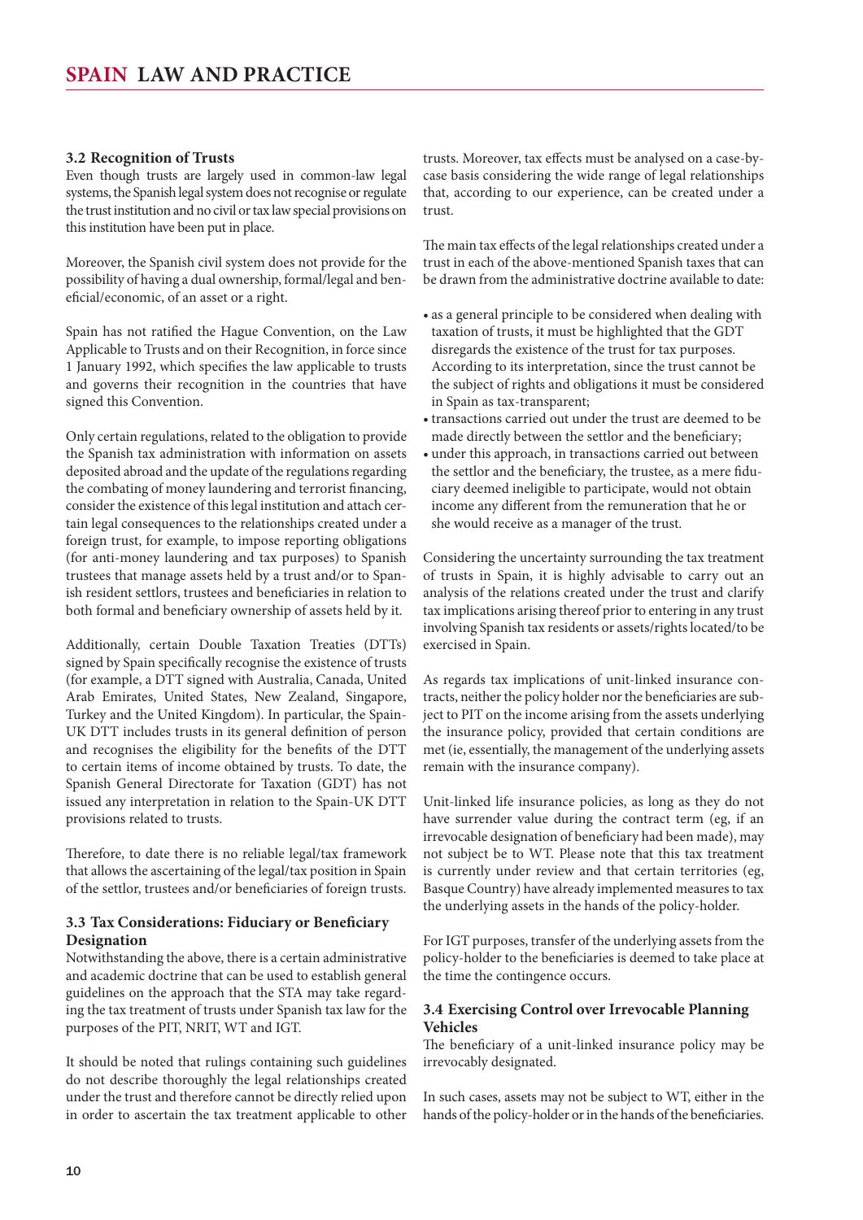### 3.2 Recognition of Trusts

Even though trusts are largely used in common-law legal systems, the Spanish legal system does not recognise or regulate the trust institution and no civil or tax law special provisions on this institution have been put in place.

Moreover, the Spanish civil system does not provide for the possibility of having a dual ownership, formal/legal and beneficial/economic, of an asset or a right.

Spain has not ratified the Hague Convention, on the Law Applicable to Trusts and on their Recognition, in force since 1 January 1992, which specifies the law applicable to trusts and governs their recognition in the countries that have signed this Convention.

Only certain regulations, related to the obligation to provide the Spanish tax administration with information on assets deposited abroad and the update of the regulations regarding the combating of money laundering and terrorist financing, consider the existence of this legal institution and attach certain legal consequences to the relationships created under a foreign trust, for example, to impose reporting obligations (for anti-money laundering and tax purposes) to Spanish trustees that manage assets held by a trust and/or to Spanish resident settlors, trustees and beneficiaries in relation to both formal and beneficiary ownership of assets held by it.

Additionally, certain Double Taxation Treaties (DTTs) signed by Spain specifically recognise the existence of trusts (for example, a DTT signed with Australia, Canada, United Arab Emirates, United States, New Zealand, Singapore, Turkey and the United Kingdom). In particular, the Spain-UK DTT includes trusts in its general definition of person and recognises the eligibility for the benefits of the DTT to certain items of income obtained by trusts. To date, the Spanish General Directorate for Taxation (GDT) has not issued any interpretation in relation to the Spain-UK DTT provisions related to trusts.

Therefore, to date there is no reliable legal/tax framework that allows the ascertaining of the legal/tax position in Spain of the settlor, trustees and/or beneficiaries of foreign trusts.

### 3.3 Tax Considerations: Fiduciary or Beneficiary Designation

Notwithstanding the above, there is a certain administrative and academic doctrine that can be used to establish general guidelines on the approach that the STA may take regarding the tax treatment of trusts under Spanish tax law for the purposes of the PIT, NRIT, WT and IGT.

It should be noted that rulings containing such guidelines do not describe thoroughly the legal relationships created under the trust and therefore cannot be directly relied upon in order to ascertain the tax treatment applicable to other trusts. Moreover, tax effects must be analysed on a case-by-case basis considering the wide range of legal relationships that, according to our experience, can be created under a trust.

The main tax effects of the legal relationships created under a trust in each of the above-mentioned Spanish taxes that can be drawn from the administrative doctrine available to date:

- as a general principle to be considered when dealing with taxation of trusts, it must be highlighted that the GDT disregards the existence of the trust for tax purposes. According to its interpretation, since the trust cannot be the subject of rights and obligations it must be considered in Spain as tax-transparent;
- transactions carried out under the trust are deemed to be made directly between the settlor and the beneficiary;
- under this approach, in transactions carried out between the settlor and the beneficiary, the trustee, as a mere fiduciary deemed ineligible to participate, would not obtain income any different from the remuneration that he or she would receive as a manager of the trust.

Considering the uncertainty surrounding the tax treatment of trusts in Spain, it is highly advisable to carry out an analysis of the relations created under the trust and clarify tax implications arising thereof prior to entering in any trust involving Spanish tax residents or assets/rights located/to be exercised in Spain.

As regards tax implications of unit-linked insurance contracts, neither the policy holder nor the beneficiaries are subject to PIT on the income arising from the assets underlying the insurance policy, provided that certain conditions are met (ie, essentially, the management of the underlying assets remain with the insurance company).

Unit-linked life insurance policies, as long as they do not have surrender value during the contract term (eg, if an irrevocable designation of beneficiary had been made), may not subject be to WT. Please note that this tax treatment is currently under review and that certain territories (eg, Basque Country) have already implemented measures to tax the underlying assets in the hands of the policy-holder.

For IGT purposes, transfer of the underlying assets from the policy-holder to the beneficiaries is deemed to take place at the time the contingence occurs.

### 3.4 Exercising Control over Irrevocable Planning Vehicles

The beneficiary of a unit-linked insurance policy may be irrevocably designated.

In such cases, assets may not be subject to WT, either in the hands of the policy-holder or in the hands of the beneficiaries.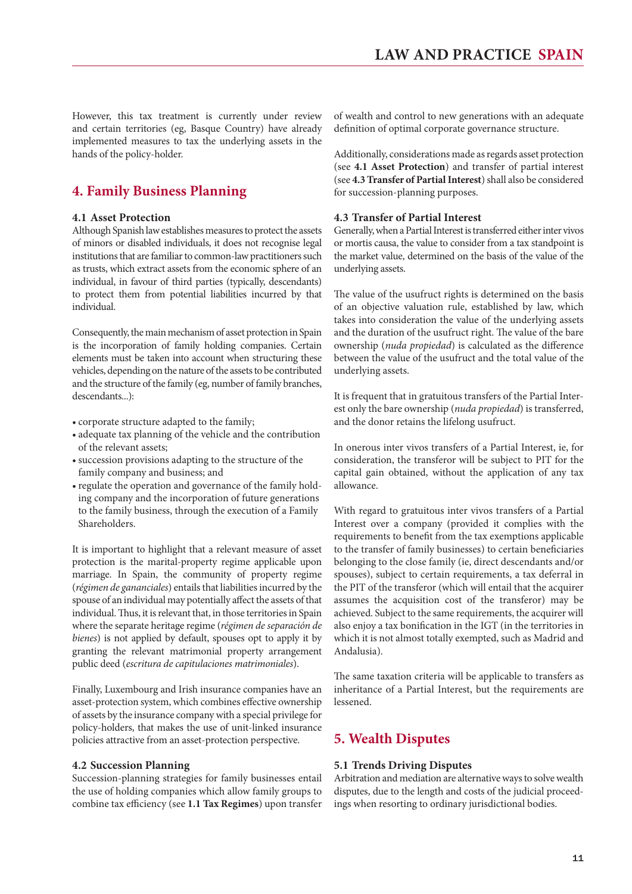However, this tax treatment is currently under review and certain territories (eg, Basque Country) have already implemented measures to tax the underlying assets in the hands of the policy-holder.

## 4. Family Business Planning

### 4.1 Asset Protection

Although Spanish law establishes measures to protect the assets of minors or disabled individuals, it does not recognise legal institutions that are familiar to common-law practitioners such as trusts, which extract assets from the economic sphere of an individual, in favour of third parties (typically, descendants) to protect them from potential liabilities incurred by that individual.

Consequently, the main mechanism of asset protection in Spain is the incorporation of family holding companies. Certain elements must be taken into account when structuring these vehicles, depending on the nature of the assets to be contributed and the structure of the family (eg, number of family branches, descendants...):

- corporate structure adapted to the family;
- adequate tax planning of the vehicle and the contribution of the relevant assets;
- succession provisions adapting to the structure of the family company and business; and
- regulate the operation and governance of the family holding company and the incorporation of future generations to the family business, through the execution of a Family Shareholders.

It is important to highlight that a relevant measure of asset protection is the marital-property regime applicable upon marriage. In Spain, the community of property regime (*régimen de gananciales*) entails that liabilities incurred by the spouse of an individual may potentially affect the assets of that individual. Thus, it is relevant that, in those territories in Spain where the separate heritage regime (*régimen de separación de bienes*) is not applied by default, spouses opt to apply it by granting the relevant matrimonial property arrangement public deed (*escritura de capitulaciones matrimoniales*).

Finally, Luxembourg and Irish insurance companies have an asset-protection system, which combines effective ownership of assets by the insurance company with a special privilege for policy-holders, that makes the use of unit-linked insurance policies attractive from an asset-protection perspective.

### 4.2 Succession Planning

Succession-planning strategies for family businesses entail the use of holding companies which allow family groups to combine tax efficiency (see **1.1 Tax Regimes**) upon transfer of wealth and control to new generations with an adequate definition of optimal corporate governance structure.

Additionally, considerations made as regards asset protection (see **4.1 Asset Protection**) and transfer of partial interest (see **4.3 Transfer of Partial Interest**) shall also be considered for succession-planning purposes.

### 4.3 Transfer of Partial Interest

Generally, when a Partial Interest is transferred either inter vivos or mortis causa, the value to consider from a tax standpoint is the market value, determined on the basis of the value of the underlying assets.

The value of the usufruct rights is determined on the basis of an objective valuation rule, established by law, which takes into consideration the value of the underlying assets and the duration of the usufruct right. The value of the bare ownership (*nuda propiedad*) is calculated as the difference between the value of the usufruct and the total value of the underlying assets.

It is frequent that in gratuitous transfers of the Partial Interest only the bare ownership (*nuda propiedad*) is transferred, and the donor retains the lifelong usufruct.

In onerous inter vivos transfers of a Partial Interest, ie, for consideration, the transferor will be subject to PIT for the capital gain obtained, without the application of any tax allowance.

With regard to gratuitous inter vivos transfers of a Partial Interest over a company (provided it complies with the requirements to benefit from the tax exemptions applicable to the transfer of family businesses) to certain beneficiaries belonging to the close family (ie, direct descendants and/or spouses), subject to certain requirements, a tax deferral in the PIT of the transferor (which will entail that the acquirer assumes the acquisition cost of the transferor) may be achieved. Subject to the same requirements, the acquirer will also enjoy a tax bonification in the IGT (in the territories in which it is not almost totally exempted, such as Madrid and Andalusia).

The same taxation criteria will be applicable to transfers as inheritance of a Partial Interest, but the requirements are lessened.

## 5. Wealth Disputes

### 5.1 Trends Driving Disputes

Arbitration and mediation are alternative ways to solve wealth disputes, due to the length and costs of the judicial proceedings when resorting to ordinary jurisdictional bodies.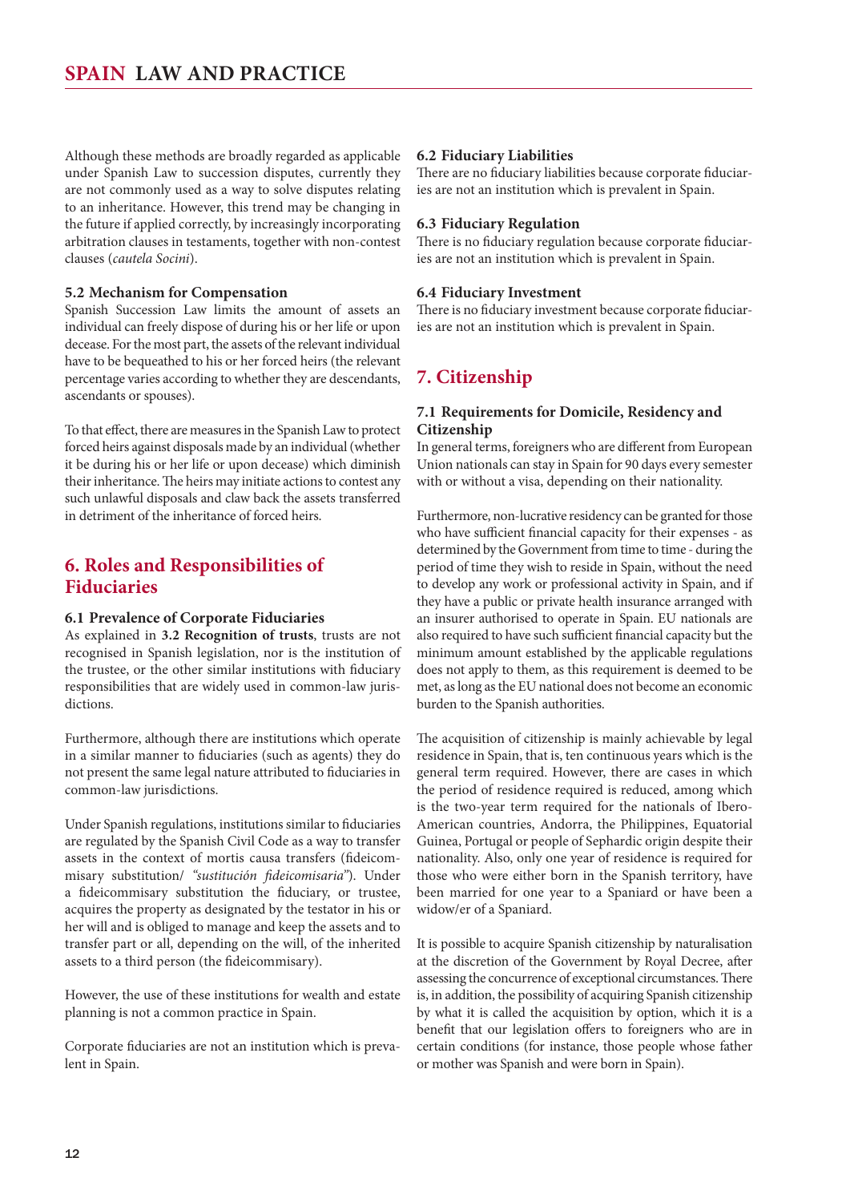Although these methods are broadly regarded as applicable under Spanish Law to succession disputes, currently they are not commonly used as a way to solve disputes relating to an inheritance. However, this trend may be changing in the future if applied correctly, by increasingly incorporating arbitration clauses in testaments, together with non-contest clauses (*cautela Socini*).

### 5.2 Mechanism for Compensation

Spanish Succession Law limits the amount of assets an individual can freely dispose of during his or her life or upon decease. For the most part, the assets of the relevant individual have to be bequeathed to his or her forced heirs (the relevant percentage varies according to whether they are descendants, ascendants or spouses).

To that effect, there are measures in the Spanish Law to protect forced heirs against disposals made by an individual (whether it be during his or her life or upon decease) which diminish their inheritance. The heirs may initiate actions to contest any such unlawful disposals and claw back the assets transferred in detriment of the inheritance of forced heirs.

## 6. Roles and Responsibilities of Fiduciaries

### 6.1 Prevalence of Corporate Fiduciaries

As explained in **3.2 Recognition of trusts**, trusts are not recognised in Spanish legislation, nor is the institution of the trustee, or the other similar institutions with fiduciary responsibilities that are widely used in common-law jurisdictions.

Furthermore, although there are institutions which operate in a similar manner to fiduciaries (such as agents) they do not present the same legal nature attributed to fiduciaries in common-law jurisdictions.

Under Spanish regulations, institutions similar to fiduciaries are regulated by the Spanish Civil Code as a way to transfer assets in the context of mortis causa transfers (fideicommisary substitution/ *"sustitución fideicomisaria"*). Under a fideicommisary substitution the fiduciary, or trustee, acquires the property as designated by the testator in his or her will and is obliged to manage and keep the assets and to transfer part or all, depending on the will, of the inherited assets to a third person (the fideicommisary).

However, the use of these institutions for wealth and estate planning is not a common practice in Spain.

Corporate fiduciaries are not an institution which is prevalent in Spain.

### 6.2 Fiduciary Liabilities

There are no fiduciary liabilities because corporate fiduciaries are not an institution which is prevalent in Spain.

### 6.3 Fiduciary Regulation

There is no fiduciary regulation because corporate fiduciaries are not an institution which is prevalent in Spain.

### 6.4 Fiduciary Investment

There is no fiduciary investment because corporate fiduciaries are not an institution which is prevalent in Spain.

## 7. Citizenship

### 7.1 Requirements for Domicile, Residency and Citizenship

In general terms, foreigners who are different from European Union nationals can stay in Spain for 90 days every semester with or without a visa, depending on their nationality.

Furthermore, non-lucrative residency can be granted for those who have sufficient financial capacity for their expenses - as determined by the Government from time to time - during the period of time they wish to reside in Spain, without the need to develop any work or professional activity in Spain, and if they have a public or private health insurance arranged with an insurer authorised to operate in Spain. EU nationals are also required to have such sufficient financial capacity but the minimum amount established by the applicable regulations does not apply to them, as this requirement is deemed to be met, as long as the EU national does not become an economic burden to the Spanish authorities.

The acquisition of citizenship is mainly achievable by legal residence in Spain, that is, ten continuous years which is the general term required. However, there are cases in which the period of residence required is reduced, among which is the two-year term required for the nationals of Ibero-American countries, Andorra, the Philippines, Equatorial Guinea, Portugal or people of Sephardic origin despite their nationality. Also, only one year of residence is required for those who were either born in the Spanish territory, have been married for one year to a Spaniard or have been a widow/er of a Spaniard.

It is possible to acquire Spanish citizenship by naturalisation at the discretion of the Government by Royal Decree, after assessing the concurrence of exceptional circumstances. There is, in addition, the possibility of acquiring Spanish citizenship by what it is called the acquisition by option, which it is a benefit that our legislation offers to foreigners who are in certain conditions (for instance, those people whose father or mother was Spanish and were born in Spain).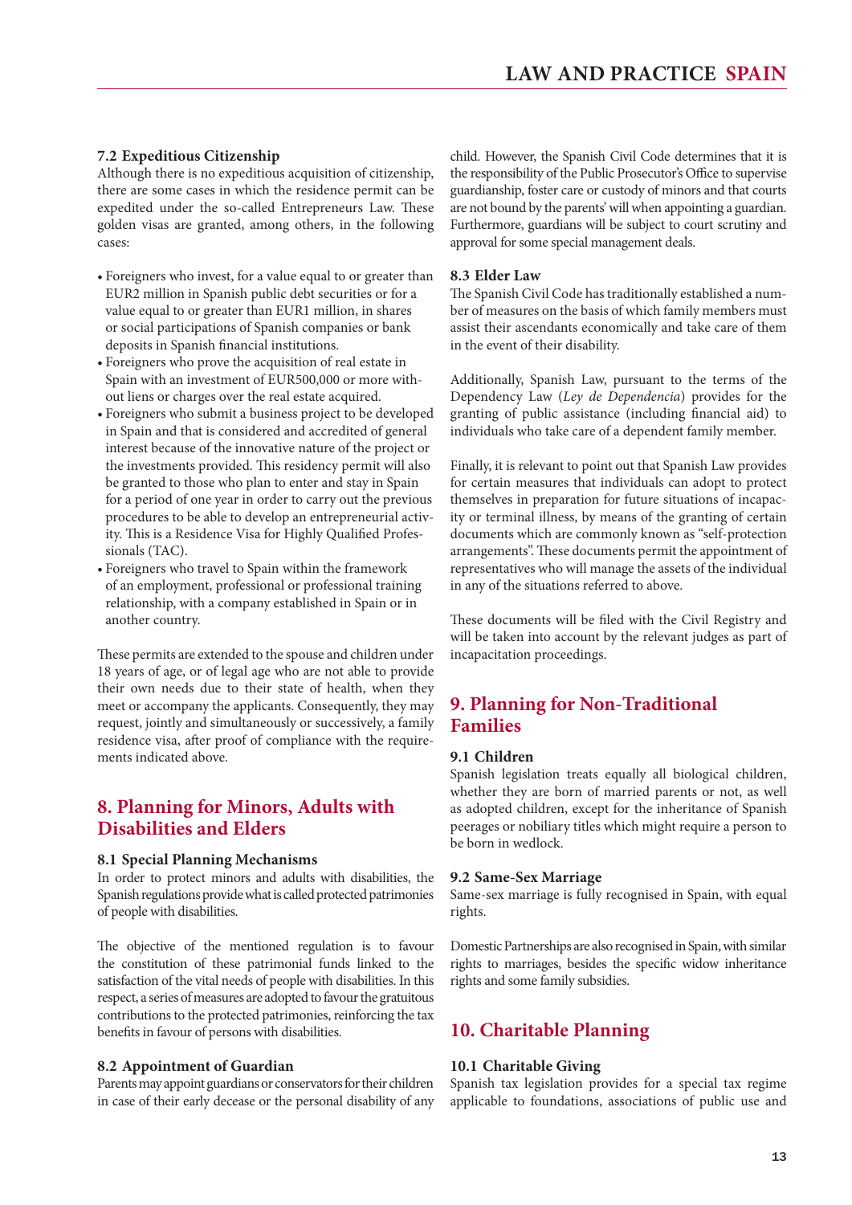### 7.2 Expeditious Citizenship

Although there is no expeditious acquisition of citizenship, there are some cases in which the residence permit can be expedited under the so-called Entrepreneurs Law. These golden visas are granted, among others, in the following cases:

- Foreigners who invest, for a value equal to or greater than EUR2 million in Spanish public debt securities or for a value equal to or greater than EUR1 million, in shares or social participations of Spanish companies or bank deposits in Spanish financial institutions.
- Foreigners who prove the acquisition of real estate in Spain with an investment of EUR500,000 or more without liens or charges over the real estate acquired.
- Foreigners who submit a business project to be developed in Spain and that is considered and accredited of general interest because of the innovative nature of the project or the investments provided. This residency permit will also be granted to those who plan to enter and stay in Spain for a period of one year in order to carry out the previous procedures to be able to develop an entrepreneurial activity. This is a Residence Visa for Highly Qualified Professionals (TAC).
- Foreigners who travel to Spain within the framework of an employment, professional or professional training relationship, with a company established in Spain or in another country.

These permits are extended to the spouse and children under 18 years of age, or of legal age who are not able to provide their own needs due to their state of health, when they meet or accompany the applicants. Consequently, they may request, jointly and simultaneously or successively, a family residence visa, after proof of compliance with the requirements indicated above.

## 8. Planning for Minors, Adults with Disabilities and Elders

### 8.1 Special Planning Mechanisms

In order to protect minors and adults with disabilities, the Spanish regulations provide what is called protected patrimonies of people with disabilities.

The objective of the mentioned regulation is to favour the constitution of these patrimonial funds linked to the satisfaction of the vital needs of people with disabilities. In this respect, a series of measures are adopted to favour the gratuitous contributions to the protected patrimonies, reinforcing the tax benefits in favour of persons with disabilities.

### 8.2 Appointment of Guardian

Parents may appoint guardians or conservators for their children in case of their early decease or the personal disability of any child. However, the Spanish Civil Code determines that it is the responsibility of the Public Prosecutor's Office to supervise guardianship, foster care or custody of minors and that courts are not bound by the parents' will when appointing a guardian. Furthermore, guardians will be subject to court scrutiny and approval for some special management deals.

### 8.3 Elder Law

The Spanish Civil Code has traditionally established a number of measures on the basis of which family members must assist their ascendants economically and take care of them in the event of their disability.

Additionally, Spanish Law, pursuant to the terms of the Dependency Law (*Ley de Dependencia*) provides for the granting of public assistance (including financial aid) to individuals who take care of a dependent family member.

Finally, it is relevant to point out that Spanish Law provides for certain measures that individuals can adopt to protect themselves in preparation for future situations of incapacity or terminal illness, by means of the granting of certain documents which are commonly known as "self-protection arrangements". These documents permit the appointment of representatives who will manage the assets of the individual in any of the situations referred to above.

These documents will be filed with the Civil Registry and will be taken into account by the relevant judges as part of incapacitation proceedings.

## 9. Planning for Non-Traditional Families

### 9.1 Children

Spanish legislation treats equally all biological children, whether they are born of married parents or not, as well as adopted children, except for the inheritance of Spanish peerages or nobiliary titles which might require a person to be born in wedlock.

### 9.2 Same-Sex Marriage

Same-sex marriage is fully recognised in Spain, with equal rights.

Domestic Partnerships are also recognised in Spain, with similar rights to marriages, besides the specific widow inheritance rights and some family subsidies.

## 10. Charitable Planning

### 10.1 Charitable Giving

Spanish tax legislation provides for a special tax regime applicable to foundations, associations of public use and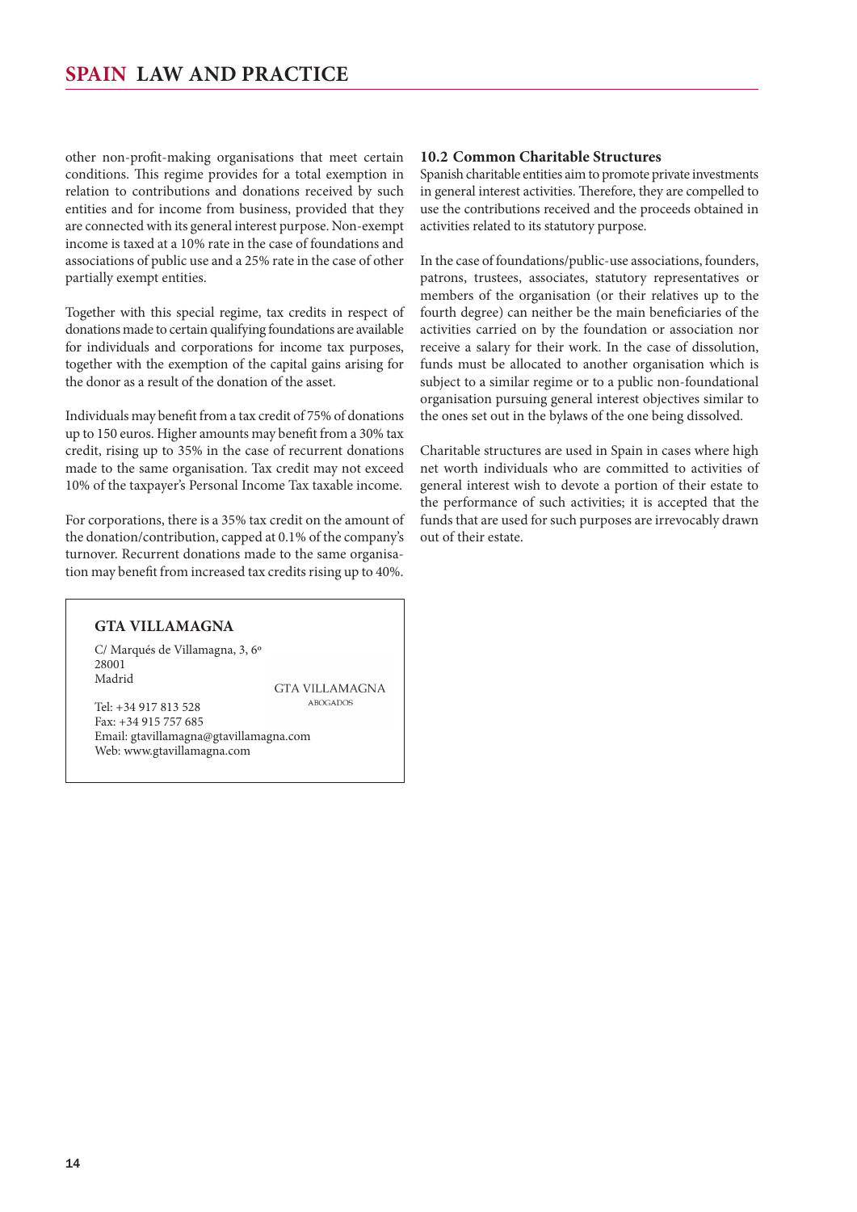other non-profit-making organisations that meet certain conditions. This regime provides for a total exemption in relation to contributions and donations received by such entities and for income from business, provided that they are connected with its general interest purpose. Non-exempt income is taxed at a 10% rate in the case of foundations and associations of public use and a 25% rate in the case of other partially exempt entities.

Together with this special regime, tax credits in respect of donations made to certain qualifying foundations are available for individuals and corporations for income tax purposes, together with the exemption of the capital gains arising for the donor as a result of the donation of the asset.

Individuals may benefit from a tax credit of 75% of donations up to 150 euros. Higher amounts may benefit from a 30% tax credit, rising up to 35% in the case of recurrent donations made to the same organisation. Tax credit may not exceed 10% of the taxpayer's Personal Income Tax taxable income.

For corporations, there is a 35% tax credit on the amount of the donation/contribution, capped at 0.1% of the company's turnover. Recurrent donations made to the same organisation may benefit from increased tax credits rising up to 40%.

### GTA VILLAMAGNA

C/ Marqués de Villamagna, 3, 6º
28001
Madrid

GTA VILLAMAGNA
ABOGADOS

Tel: +34 917 813 528
Fax: +34 915 757 685
Email: gtavillamagna@gtavillamagna.com
Web: www.gtavillamagna.com

## 10.2 Common Charitable Structures

Spanish charitable entities aim to promote private investments in general interest activities. Therefore, they are compelled to use the contributions received and the proceeds obtained in activities related to its statutory purpose.

In the case of foundations/public-use associations, founders, patrons, trustees, associates, statutory representatives or members of the organisation (or their relatives up to the fourth degree) can neither be the main beneficiaries of the activities carried on by the foundation or association nor receive a salary for their work. In the case of dissolution, funds must be allocated to another organisation which is subject to a similar regime or to a public non-foundational organisation pursuing general interest objectives similar to the ones set out in the bylaws of the one being dissolved.

Charitable structures are used in Spain in cases where high net worth individuals who are committed to activities of general interest wish to devote a portion of their estate to the performance of such activities; it is accepted that the funds that are used for such purposes are irrevocably drawn out of their estate.